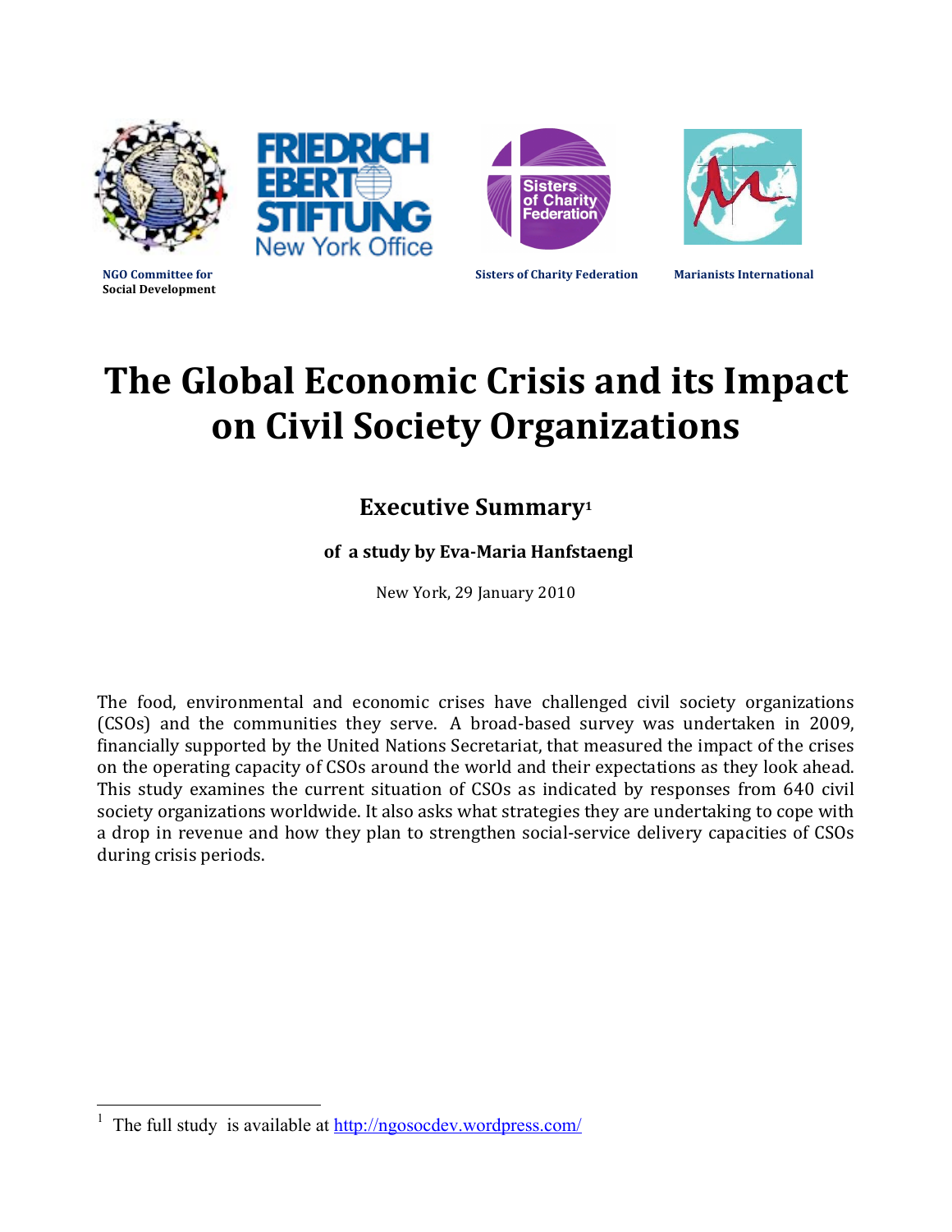NGO Committee for Social Development

FRIEDRICH EBERT STIFTUNG New York Office

Sisters of Charity Federation

Marianists International

# The Global Economic Crisis and its Impact on Civil Society Organizations

## Executive Summary[1]

**of a study by Eva-Maria Hanfstaengl**

New York, 29 January 2010

The food, environmental and economic crises have challenged civil society organizations (CSOs) and the communities they serve. A broad-based survey was undertaken in 2009, financially supported by the United Nations Secretariat, that measured the impact of the crises on the operating capacity of CSOs around the world and their expectations as they look ahead. This study examines the current situation of CSOs as indicated by responses from 640 civil society organizations worldwide. It also asks what strategies they are undertaking to cope with a drop in revenue and how they plan to strengthen social-service delivery capacities of CSOs during crisis periods.

[1] The full study is available at http://ngosocdev.wordpress.com/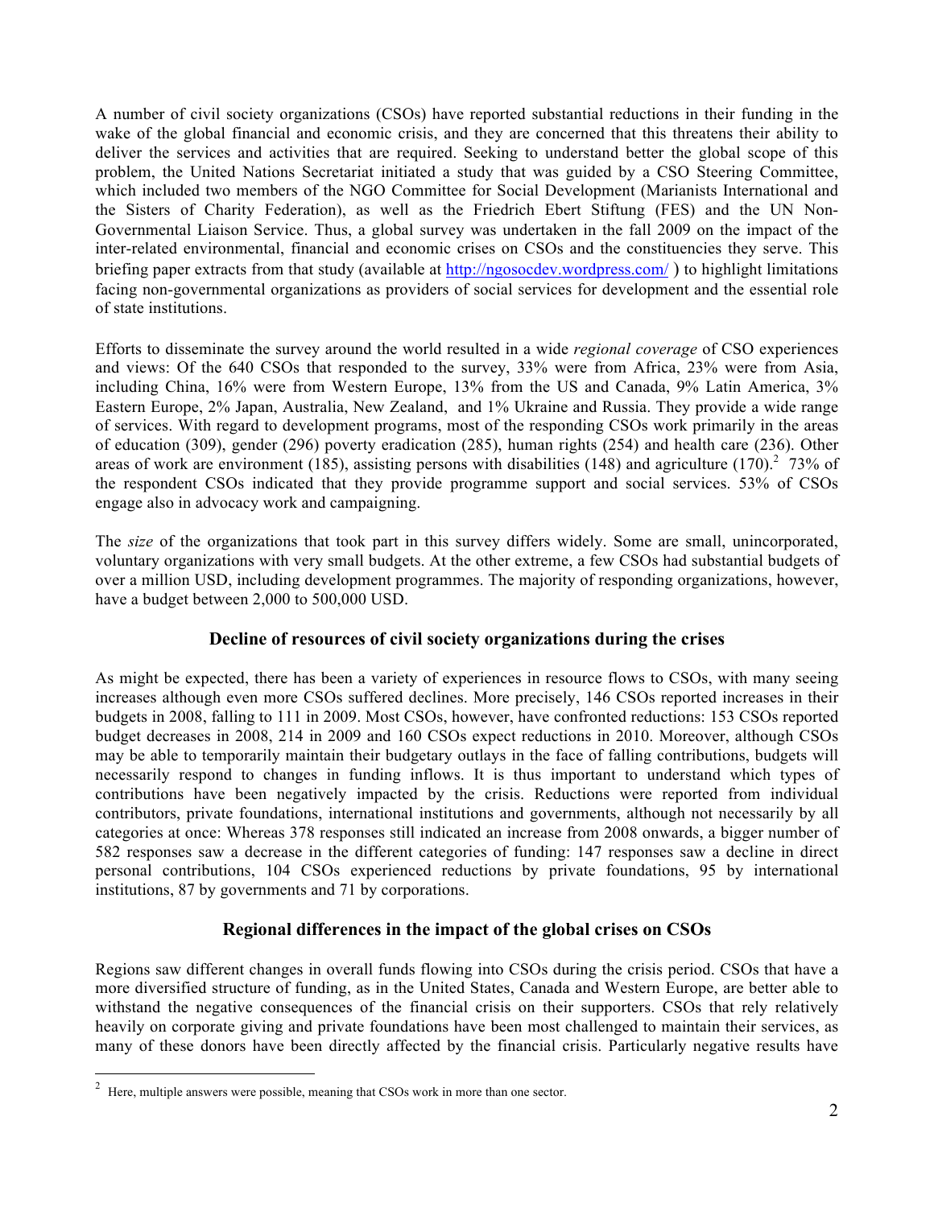A number of civil society organizations (CSOs) have reported substantial reductions in their funding in the wake of the global financial and economic crisis, and they are concerned that this threatens their ability to deliver the services and activities that are required. Seeking to understand better the global scope of this problem, the United Nations Secretariat initiated a study that was guided by a CSO Steering Committee, which included two members of the NGO Committee for Social Development (Marianists International and the Sisters of Charity Federation), as well as the Friedrich Ebert Stiftung (FES) and the UN Non-Governmental Liaison Service. Thus, a global survey was undertaken in the fall 2009 on the impact of the inter-related environmental, financial and economic crises on CSOs and the constituencies they serve. This briefing paper extracts from that study (available at http://ngosocdev.wordpress.com/ ) to highlight limitations facing non-governmental organizations as providers of social services for development and the essential role of state institutions.

Efforts to disseminate the survey around the world resulted in a wide *regional coverage* of CSO experiences and views: Of the 640 CSOs that responded to the survey, 33% were from Africa, 23% were from Asia, including China, 16% were from Western Europe, 13% from the US and Canada, 9% Latin America, 3% Eastern Europe, 2% Japan, Australia, New Zealand, and 1% Ukraine and Russia. They provide a wide range of services. With regard to development programs, most of the responding CSOs work primarily in the areas of education (309), gender (296) poverty eradication (285), human rights (254) and health care (236). Other areas of work are environment (185), assisting persons with disabilities (148) and agriculture (170).[2] 73% of the respondent CSOs indicated that they provide programme support and social services. 53% of CSOs engage also in advocacy work and campaigning.

The *size* of the organizations that took part in this survey differs widely. Some are small, unincorporated, voluntary organizations with very small budgets. At the other extreme, a few CSOs had substantial budgets of over a million USD, including development programmes. The majority of responding organizations, however, have a budget between 2,000 to 500,000 USD.

## Decline of resources of civil society organizations during the crises

As might be expected, there has been a variety of experiences in resource flows to CSOs, with many seeing increases although even more CSOs suffered declines. More precisely, 146 CSOs reported increases in their budgets in 2008, falling to 111 in 2009. Most CSOs, however, have confronted reductions: 153 CSOs reported budget decreases in 2008, 214 in 2009 and 160 CSOs expect reductions in 2010. Moreover, although CSOs may be able to temporarily maintain their budgetary outlays in the face of falling contributions, budgets will necessarily respond to changes in funding inflows. It is thus important to understand which types of contributions have been negatively impacted by the crisis. Reductions were reported from individual contributors, private foundations, international institutions and governments, although not necessarily by all categories at once: Whereas 378 responses still indicated an increase from 2008 onwards, a bigger number of 582 responses saw a decrease in the different categories of funding: 147 responses saw a decline in direct personal contributions, 104 CSOs experienced reductions by private foundations, 95 by international institutions, 87 by governments and 71 by corporations.

## Regional differences in the impact of the global crises on CSOs

Regions saw different changes in overall funds flowing into CSOs during the crisis period. CSOs that have a more diversified structure of funding, as in the United States, Canada and Western Europe, are better able to withstand the negative consequences of the financial crisis on their supporters. CSOs that rely relatively heavily on corporate giving and private foundations have been most challenged to maintain their services, as many of these donors have been directly affected by the financial crisis. Particularly negative results have

---

[2] Here, multiple answers were possible, meaning that CSOs work in more than one sector.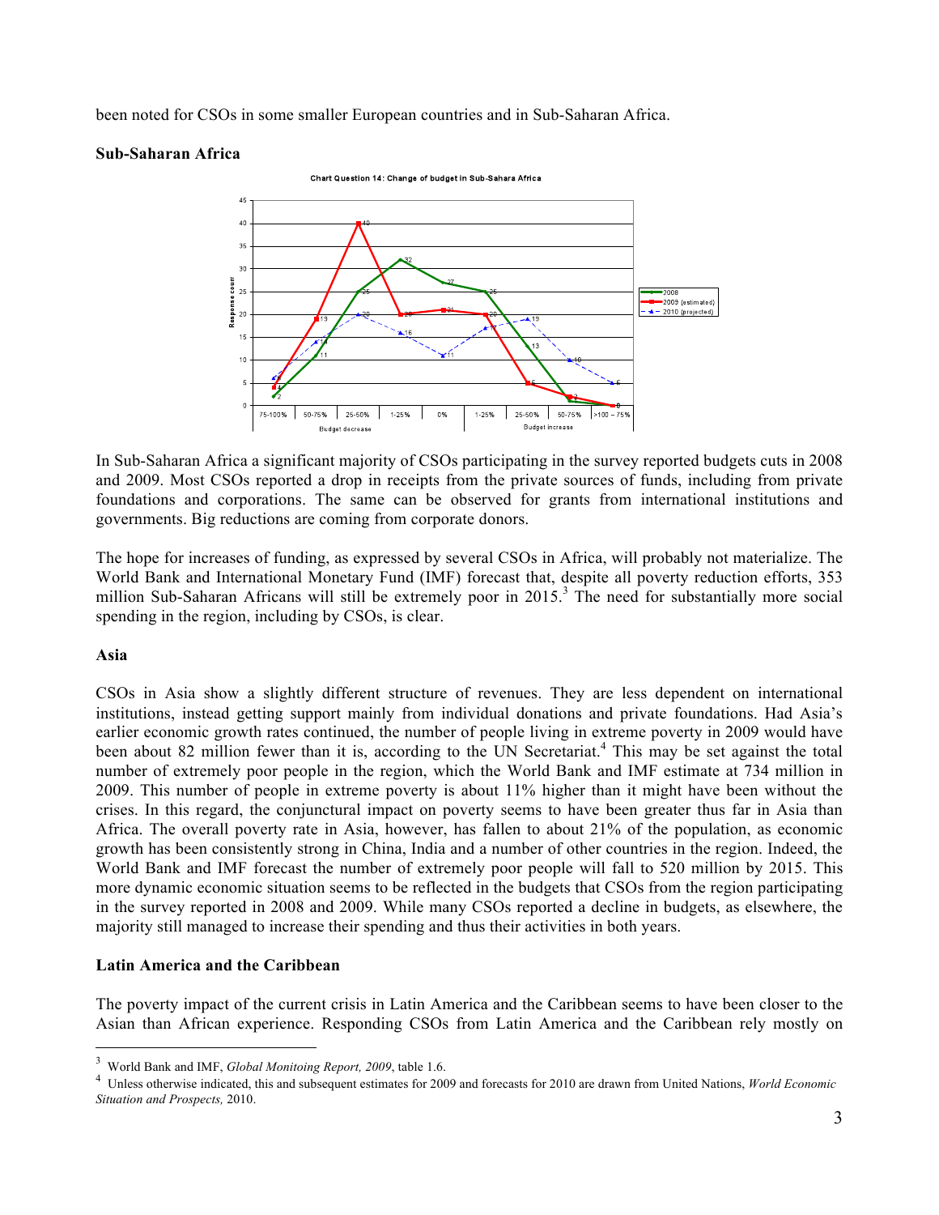been noted for CSOs in some smaller European countries and in Sub-Saharan Africa.

**Sub-Saharan Africa**

Chart Question 14: Change of budget in Sub-Sahara Africa

In Sub-Saharan Africa a significant majority of CSOs participating in the survey reported budgets cuts in 2008 and 2009. Most CSOs reported a drop in receipts from the private sources of funds, including from private foundations and corporations. The same can be observed for grants from international institutions and governments. Big reductions are coming from corporate donors.

The hope for increases of funding, as expressed by several CSOs in Africa, will probably not materialize. The World Bank and International Monetary Fund (IMF) forecast that, despite all poverty reduction efforts, 353 million Sub-Saharan Africans will still be extremely poor in 2015.[3] The need for substantially more social spending in the region, including by CSOs, is clear.

**Asia**

CSOs in Asia show a slightly different structure of revenues. They are less dependent on international institutions, instead getting support mainly from individual donations and private foundations. Had Asia's earlier economic growth rates continued, the number of people living in extreme poverty in 2009 would have been about 82 million fewer than it is, according to the UN Secretariat.[4] This may be set against the total number of extremely poor people in the region, which the World Bank and IMF estimate at 734 million in 2009. This number of people in extreme poverty is about 11% higher than it might have been without the crises. In this regard, the conjunctural impact on poverty seems to have been greater thus far in Asia than Africa. The overall poverty rate in Asia, however, has fallen to about 21% of the population, as economic growth has been consistently strong in China, India and a number of other countries in the region. Indeed, the World Bank and IMF forecast the number of extremely poor people will fall to 520 million by 2015. This more dynamic economic situation seems to be reflected in the budgets that CSOs from the region participating in the survey reported in 2008 and 2009. While many CSOs reported a decline in budgets, as elsewhere, the majority still managed to increase their spending and thus their activities in both years.

**Latin America and the Caribbean**

The poverty impact of the current crisis in Latin America and the Caribbean seems to have been closer to the Asian than African experience. Responding CSOs from Latin America and the Caribbean rely mostly on

---

[3] World Bank and IMF, *Global Monitoing Report, 2009*, table 1.6.

[4] Unless otherwise indicated, this and subsequent estimates for 2009 and forecasts for 2010 are drawn from United Nations, *World Economic Situation and Prospects,* 2010.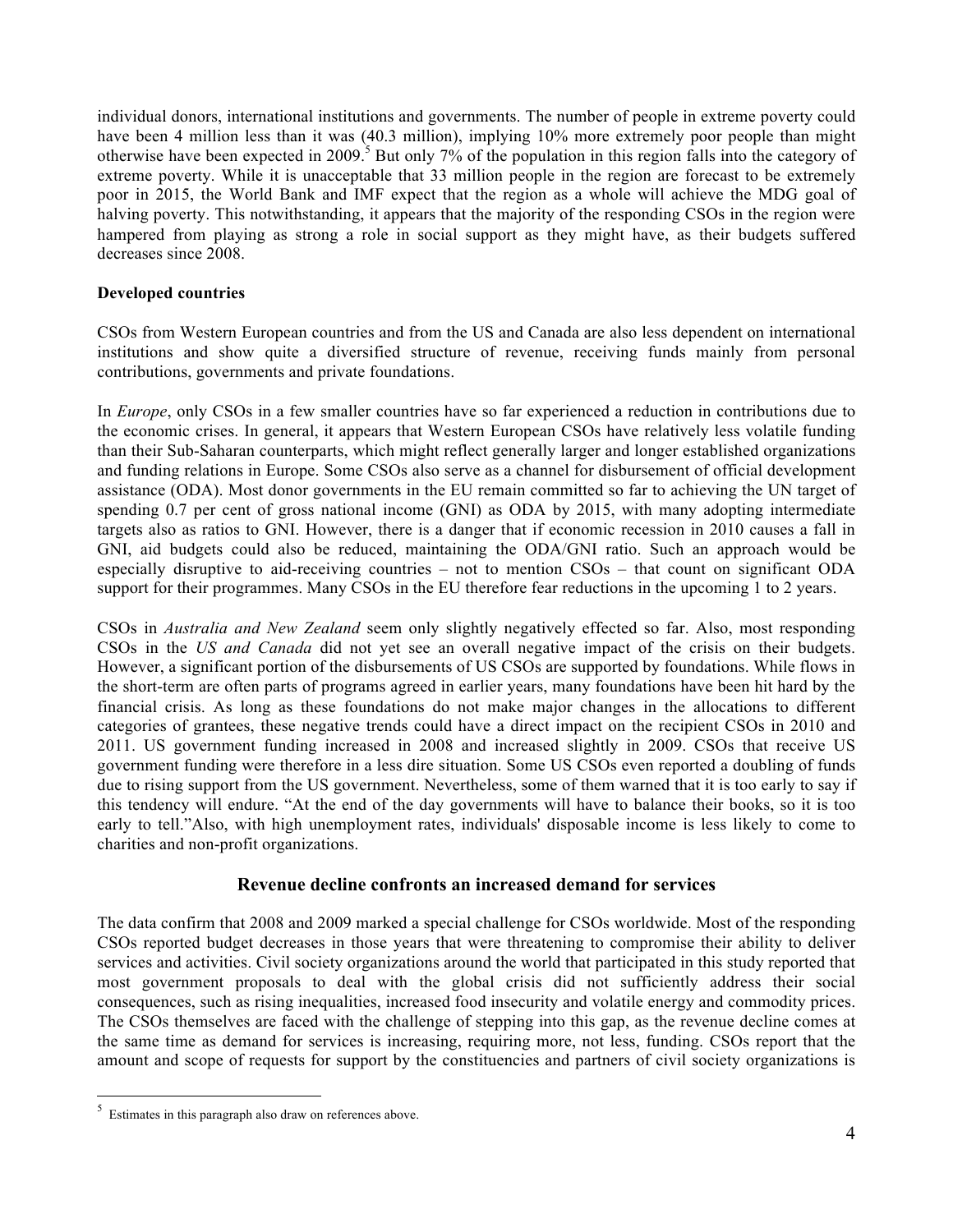individual donors, international institutions and governments. The number of people in extreme poverty could have been 4 million less than it was (40.3 million), implying 10% more extremely poor people than might otherwise have been expected in 2009.[5] But only 7% of the population in this region falls into the category of extreme poverty. While it is unacceptable that 33 million people in the region are forecast to be extremely poor in 2015, the World Bank and IMF expect that the region as a whole will achieve the MDG goal of halving poverty. This notwithstanding, it appears that the majority of the responding CSOs in the region were hampered from playing as strong a role in social support as they might have, as their budgets suffered decreases since 2008.

**Developed countries**

CSOs from Western European countries and from the US and Canada are also less dependent on international institutions and show quite a diversified structure of revenue, receiving funds mainly from personal contributions, governments and private foundations.

In *Europe*, only CSOs in a few smaller countries have so far experienced a reduction in contributions due to the economic crises. In general, it appears that Western European CSOs have relatively less volatile funding than their Sub-Saharan counterparts, which might reflect generally larger and longer established organizations and funding relations in Europe. Some CSOs also serve as a channel for disbursement of official development assistance (ODA). Most donor governments in the EU remain committed so far to achieving the UN target of spending 0.7 per cent of gross national income (GNI) as ODA by 2015, with many adopting intermediate targets also as ratios to GNI. However, there is a danger that if economic recession in 2010 causes a fall in GNI, aid budgets could also be reduced, maintaining the ODA/GNI ratio. Such an approach would be especially disruptive to aid-receiving countries – not to mention CSOs – that count on significant ODA support for their programmes. Many CSOs in the EU therefore fear reductions in the upcoming 1 to 2 years.

CSOs in *Australia and New Zealand* seem only slightly negatively effected so far. Also, most responding CSOs in the *US and Canada* did not yet see an overall negative impact of the crisis on their budgets. However, a significant portion of the disbursements of US CSOs are supported by foundations. While flows in the short-term are often parts of programs agreed in earlier years, many foundations have been hit hard by the financial crisis. As long as these foundations do not make major changes in the allocations to different categories of grantees, these negative trends could have a direct impact on the recipient CSOs in 2010 and 2011. US government funding increased in 2008 and increased slightly in 2009. CSOs that receive US government funding were therefore in a less dire situation. Some US CSOs even reported a doubling of funds due to rising support from the US government. Nevertheless, some of them warned that it is too early to say if this tendency will endure. "At the end of the day governments will have to balance their books, so it is too early to tell."Also, with high unemployment rates, individuals' disposable income is less likely to come to charities and non-profit organizations.

## Revenue decline confronts an increased demand for services

The data confirm that 2008 and 2009 marked a special challenge for CSOs worldwide. Most of the responding CSOs reported budget decreases in those years that were threatening to compromise their ability to deliver services and activities. Civil society organizations around the world that participated in this study reported that most government proposals to deal with the global crisis did not sufficiently address their social consequences, such as rising inequalities, increased food insecurity and volatile energy and commodity prices. The CSOs themselves are faced with the challenge of stepping into this gap, as the revenue decline comes at the same time as demand for services is increasing, requiring more, not less, funding. CSOs report that the amount and scope of requests for support by the constituencies and partners of civil society organizations is

[5] Estimates in this paragraph also draw on references above.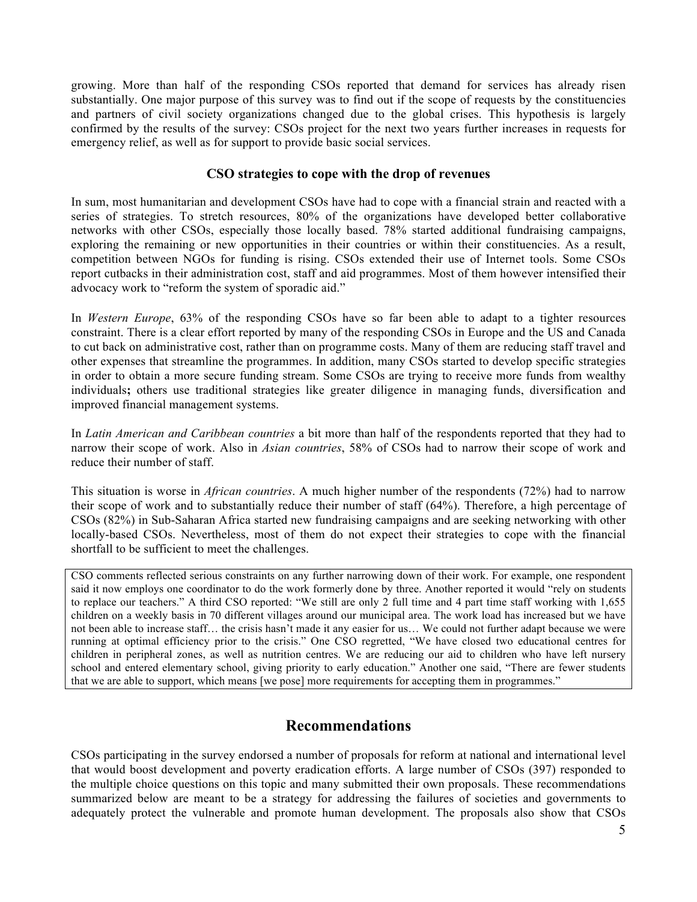growing. More than half of the responding CSOs reported that demand for services has already risen substantially. One major purpose of this survey was to find out if the scope of requests by the constituencies and partners of civil society organizations changed due to the global crises. This hypothesis is largely confirmed by the results of the survey: CSOs project for the next two years further increases in requests for emergency relief, as well as for support to provide basic social services.

### CSO strategies to cope with the drop of revenues

In sum, most humanitarian and development CSOs have had to cope with a financial strain and reacted with a series of strategies. To stretch resources, 80% of the organizations have developed better collaborative networks with other CSOs, especially those locally based. 78% started additional fundraising campaigns, exploring the remaining or new opportunities in their countries or within their constituencies. As a result, competition between NGOs for funding is rising. CSOs extended their use of Internet tools. Some CSOs report cutbacks in their administration cost, staff and aid programmes. Most of them however intensified their advocacy work to "reform the system of sporadic aid."

In *Western Europe*, 63% of the responding CSOs have so far been able to adapt to a tighter resources constraint. There is a clear effort reported by many of the responding CSOs in Europe and the US and Canada to cut back on administrative cost, rather than on programme costs. Many of them are reducing staff travel and other expenses that streamline the programmes. In addition, many CSOs started to develop specific strategies in order to obtain a more secure funding stream. Some CSOs are trying to receive more funds from wealthy individuals**;** others use traditional strategies like greater diligence in managing funds, diversification and improved financial management systems.

In *Latin American and Caribbean countries* a bit more than half of the respondents reported that they had to narrow their scope of work. Also in *Asian countries*, 58% of CSOs had to narrow their scope of work and reduce their number of staff.

This situation is worse in *African countries*. A much higher number of the respondents (72%) had to narrow their scope of work and to substantially reduce their number of staff (64%). Therefore, a high percentage of CSOs (82%) in Sub-Saharan Africa started new fundraising campaigns and are seeking networking with other locally-based CSOs. Nevertheless, most of them do not expect their strategies to cope with the financial shortfall to be sufficient to meet the challenges.

> CSO comments reflected serious constraints on any further narrowing down of their work. For example, one respondent said it now employs one coordinator to do the work formerly done by three. Another reported it would "rely on students to replace our teachers." A third CSO reported: "We still are only 2 full time and 4 part time staff working with 1,655 children on a weekly basis in 70 different villages around our municipal area. The work load has increased but we have not been able to increase staff… the crisis hasn't made it any easier for us… We could not further adapt because we were running at optimal efficiency prior to the crisis." One CSO regretted, "We have closed two educational centres for children in peripheral zones, as well as nutrition centres. We are reducing our aid to children who have left nursery school and entered elementary school, giving priority to early education." Another one said, "There are fewer students that we are able to support, which means [we pose] more requirements for accepting them in programmes."

## Recommendations

CSOs participating in the survey endorsed a number of proposals for reform at national and international level that would boost development and poverty eradication efforts. A large number of CSOs (397) responded to the multiple choice questions on this topic and many submitted their own proposals. These recommendations summarized below are meant to be a strategy for addressing the failures of societies and governments to adequately protect the vulnerable and promote human development. The proposals also show that CSOs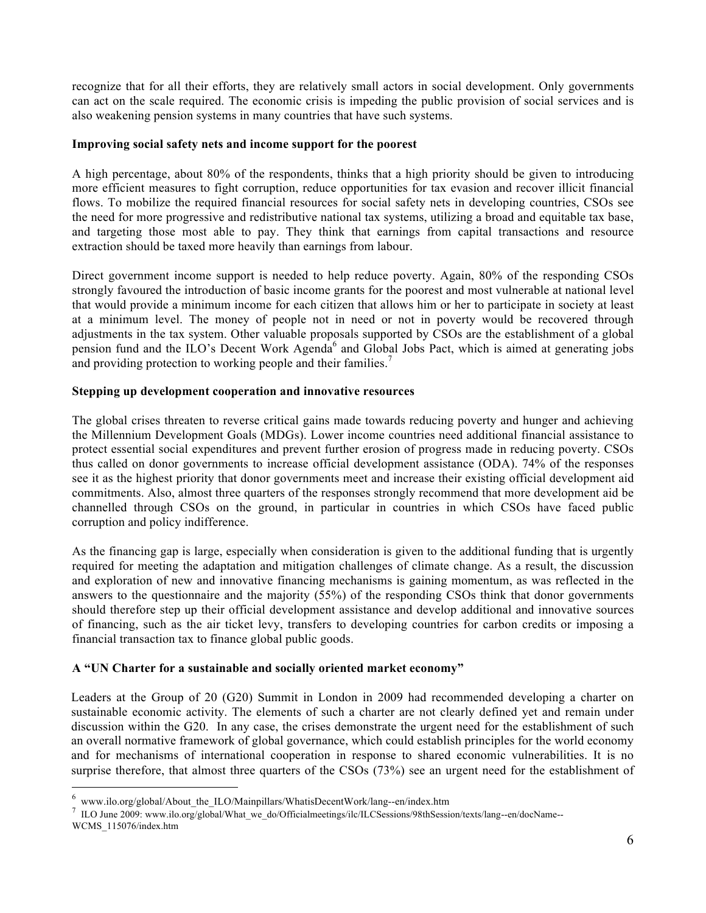recognize that for all their efforts, they are relatively small actors in social development. Only governments can act on the scale required. The economic crisis is impeding the public provision of social services and is also weakening pension systems in many countries that have such systems.

**Improving social safety nets and income support for the poorest**

A high percentage, about 80% of the respondents, thinks that a high priority should be given to introducing more efficient measures to fight corruption, reduce opportunities for tax evasion and recover illicit financial flows. To mobilize the required financial resources for social safety nets in developing countries, CSOs see the need for more progressive and redistributive national tax systems, utilizing a broad and equitable tax base, and targeting those most able to pay. They think that earnings from capital transactions and resource extraction should be taxed more heavily than earnings from labour.

Direct government income support is needed to help reduce poverty. Again, 80% of the responding CSOs strongly favoured the introduction of basic income grants for the poorest and most vulnerable at national level that would provide a minimum income for each citizen that allows him or her to participate in society at least at a minimum level. The money of people not in need or not in poverty would be recovered through adjustments in the tax system. Other valuable proposals supported by CSOs are the establishment of a global pension fund and the ILO's Decent Work Agenda[6] and Global Jobs Pact, which is aimed at generating jobs and providing protection to working people and their families.[7]

**Stepping up development cooperation and innovative resources**

The global crises threaten to reverse critical gains made towards reducing poverty and hunger and achieving the Millennium Development Goals (MDGs). Lower income countries need additional financial assistance to protect essential social expenditures and prevent further erosion of progress made in reducing poverty. CSOs thus called on donor governments to increase official development assistance (ODA). 74% of the responses see it as the highest priority that donor governments meet and increase their existing official development aid commitments. Also, almost three quarters of the responses strongly recommend that more development aid be channelled through CSOs on the ground, in particular in countries in which CSOs have faced public corruption and policy indifference.

As the financing gap is large, especially when consideration is given to the additional funding that is urgently required for meeting the adaptation and mitigation challenges of climate change. As a result, the discussion and exploration of new and innovative financing mechanisms is gaining momentum, as was reflected in the answers to the questionnaire and the majority (55%) of the responding CSOs think that donor governments should therefore step up their official development assistance and develop additional and innovative sources of financing, such as the air ticket levy, transfers to developing countries for carbon credits or imposing a financial transaction tax to finance global public goods.

**A "UN Charter for a sustainable and socially oriented market economy"**

Leaders at the Group of 20 (G20) Summit in London in 2009 had recommended developing a charter on sustainable economic activity. The elements of such a charter are not clearly defined yet and remain under discussion within the G20. In any case, the crises demonstrate the urgent need for the establishment of such an overall normative framework of global governance, which could establish principles for the world economy and for mechanisms of international cooperation in response to shared economic vulnerabilities. It is no surprise therefore, that almost three quarters of the CSOs (73%) see an urgent need for the establishment of

---

[6] www.ilo.org/global/About_the_ILO/Mainpillars/WhatisDecentWork/lang--en/index.htm

[7] ILO June 2009: www.ilo.org/global/What_we_do/Officialmeetings/ilc/ILCSessions/98thSession/texts/lang--en/docName--WCMS_115076/index.htm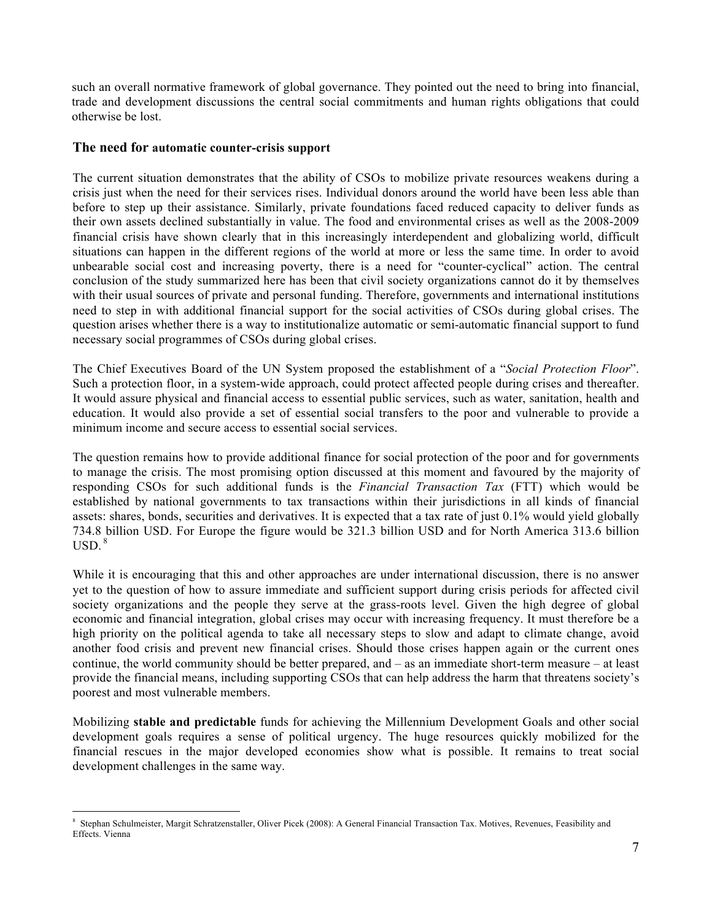such an overall normative framework of global governance. They pointed out the need to bring into financial, trade and development discussions the central social commitments and human rights obligations that could otherwise be lost.

## The need for automatic counter-crisis support

The current situation demonstrates that the ability of CSOs to mobilize private resources weakens during a crisis just when the need for their services rises. Individual donors around the world have been less able than before to step up their assistance. Similarly, private foundations faced reduced capacity to deliver funds as their own assets declined substantially in value. The food and environmental crises as well as the 2008-2009 financial crisis have shown clearly that in this increasingly interdependent and globalizing world, difficult situations can happen in the different regions of the world at more or less the same time. In order to avoid unbearable social cost and increasing poverty, there is a need for "counter-cyclical" action. The central conclusion of the study summarized here has been that civil society organizations cannot do it by themselves with their usual sources of private and personal funding. Therefore, governments and international institutions need to step in with additional financial support for the social activities of CSOs during global crises. The question arises whether there is a way to institutionalize automatic or semi-automatic financial support to fund necessary social programmes of CSOs during global crises.

The Chief Executives Board of the UN System proposed the establishment of a "*Social Protection Floor*". Such a protection floor, in a system-wide approach, could protect affected people during crises and thereafter. It would assure physical and financial access to essential public services, such as water, sanitation, health and education. It would also provide a set of essential social transfers to the poor and vulnerable to provide a minimum income and secure access to essential social services.

The question remains how to provide additional finance for social protection of the poor and for governments to manage the crisis. The most promising option discussed at this moment and favoured by the majority of responding CSOs for such additional funds is the *Financial Transaction Tax* (FTT) which would be established by national governments to tax transactions within their jurisdictions in all kinds of financial assets: shares, bonds, securities and derivatives. It is expected that a tax rate of just 0.1% would yield globally 734.8 billion USD. For Europe the figure would be 321.3 billion USD and for North America 313.6 billion USD.[8]

While it is encouraging that this and other approaches are under international discussion, there is no answer yet to the question of how to assure immediate and sufficient support during crisis periods for affected civil society organizations and the people they serve at the grass-roots level. Given the high degree of global economic and financial integration, global crises may occur with increasing frequency. It must therefore be a high priority on the political agenda to take all necessary steps to slow and adapt to climate change, avoid another food crisis and prevent new financial crises. Should those crises happen again or the current ones continue, the world community should be better prepared, and – as an immediate short-term measure – at least provide the financial means, including supporting CSOs that can help address the harm that threatens society's poorest and most vulnerable members.

Mobilizing **stable and predictable** funds for achieving the Millennium Development Goals and other social development goals requires a sense of political urgency. The huge resources quickly mobilized for the financial rescues in the major developed economies show what is possible. It remains to treat social development challenges in the same way.

---

[8] Stephan Schulmeister, Margit Schratzenstaller, Oliver Picek (2008): A General Financial Transaction Tax. Motives, Revenues, Feasibility and Effects. Vienna